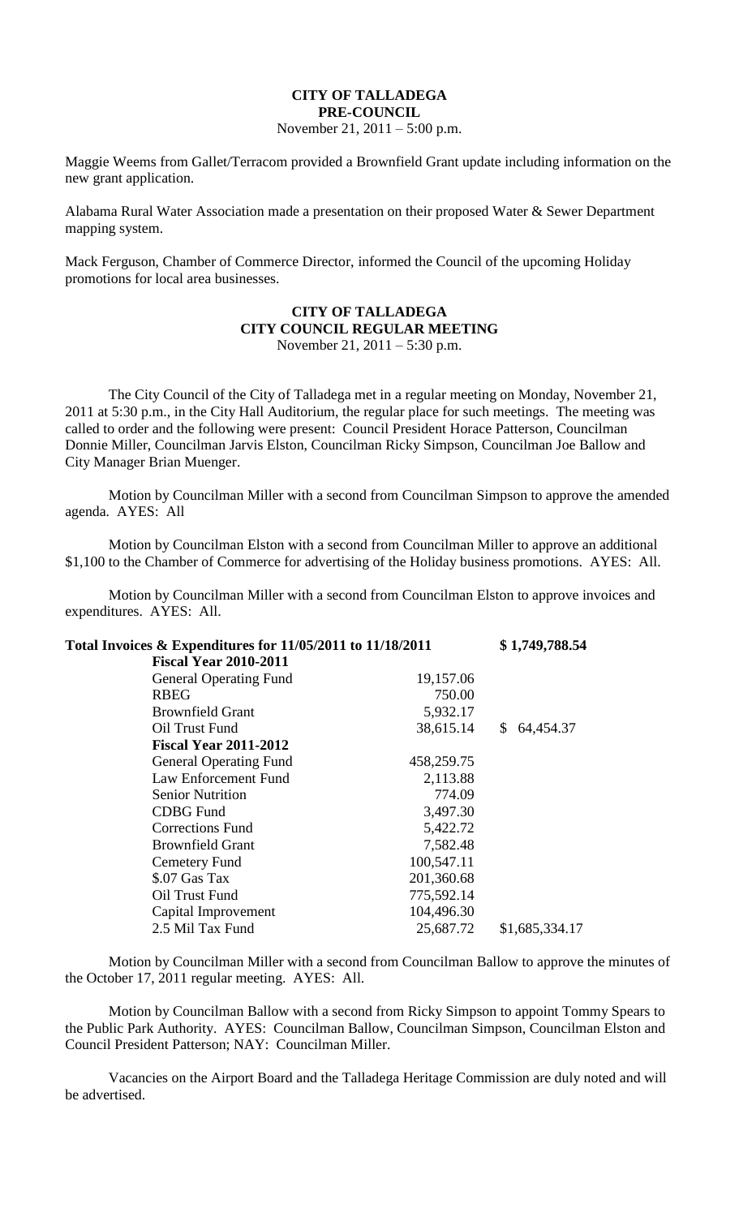# CITY OF TALLADEGA
## PRE-COUNCIL
November 21, 2011 – 5:00 p.m.

Maggie Weems from Gallet/Terracom provided a Brownfield Grant update including information on the new grant application.

Alabama Rural Water Association made a presentation on their proposed Water & Sewer Department mapping system.

Mack Ferguson, Chamber of Commerce Director, informed the Council of the upcoming Holiday promotions for local area businesses.

# CITY OF TALLADEGA
## CITY COUNCIL REGULAR MEETING
November 21, 2011 – 5:30 p.m.

The City Council of the City of Talladega met in a regular meeting on Monday, November 21, 2011 at 5:30 p.m., in the City Hall Auditorium, the regular place for such meetings. The meeting was called to order and the following were present: Council President Horace Patterson, Councilman Donnie Miller, Councilman Jarvis Elston, Councilman Ricky Simpson, Councilman Joe Ballow and City Manager Brian Muenger.

Motion by Councilman Miller with a second from Councilman Simpson to approve the amended agenda. AYES: All

Motion by Councilman Elston with a second from Councilman Miller to approve an additional $1,100 to the Chamber of Commerce for advertising of the Holiday business promotions. AYES: All.

Motion by Councilman Miller with a second from Councilman Elston to approve invoices and expenditures. AYES: All.

| **Total Invoices & Expenditures for 11/05/2011 to 11/18/2011** | | **$ 1,749,788.54** |
|---|---|---|
| **Fiscal Year 2010-2011** | | |
| General Operating Fund | 19,157.06 | |
| RBEG | 750.00 | |
| Brownfield Grant | 5,932.17 | |
| Oil Trust Fund | 38,615.14 | $ 64,454.37 |
| **Fiscal Year 2011-2012** | | |
| General Operating Fund | 458,259.75 | |
| Law Enforcement Fund | 2,113.88 | |
| Senior Nutrition | 774.09 | |
| CDBG Fund | 3,497.30 | |
| Corrections Fund | 5,422.72 | |
| Brownfield Grant | 7,582.48 | |
| Cemetery Fund | 100,547.11 | |
| $.07 Gas Tax | 201,360.68 | |
| Oil Trust Fund | 775,592.14 | |
| Capital Improvement | 104,496.30 | |
| 2.5 Mil Tax Fund | 25,687.72 | $1,685,334.17 |

Motion by Councilman Miller with a second from Councilman Ballow to approve the minutes of the October 17, 2011 regular meeting. AYES: All.

Motion by Councilman Ballow with a second from Ricky Simpson to appoint Tommy Spears to the Public Park Authority. AYES: Councilman Ballow, Councilman Simpson, Councilman Elston and Council President Patterson; NAY: Councilman Miller.

Vacancies on the Airport Board and the Talladega Heritage Commission are duly noted and will be advertised.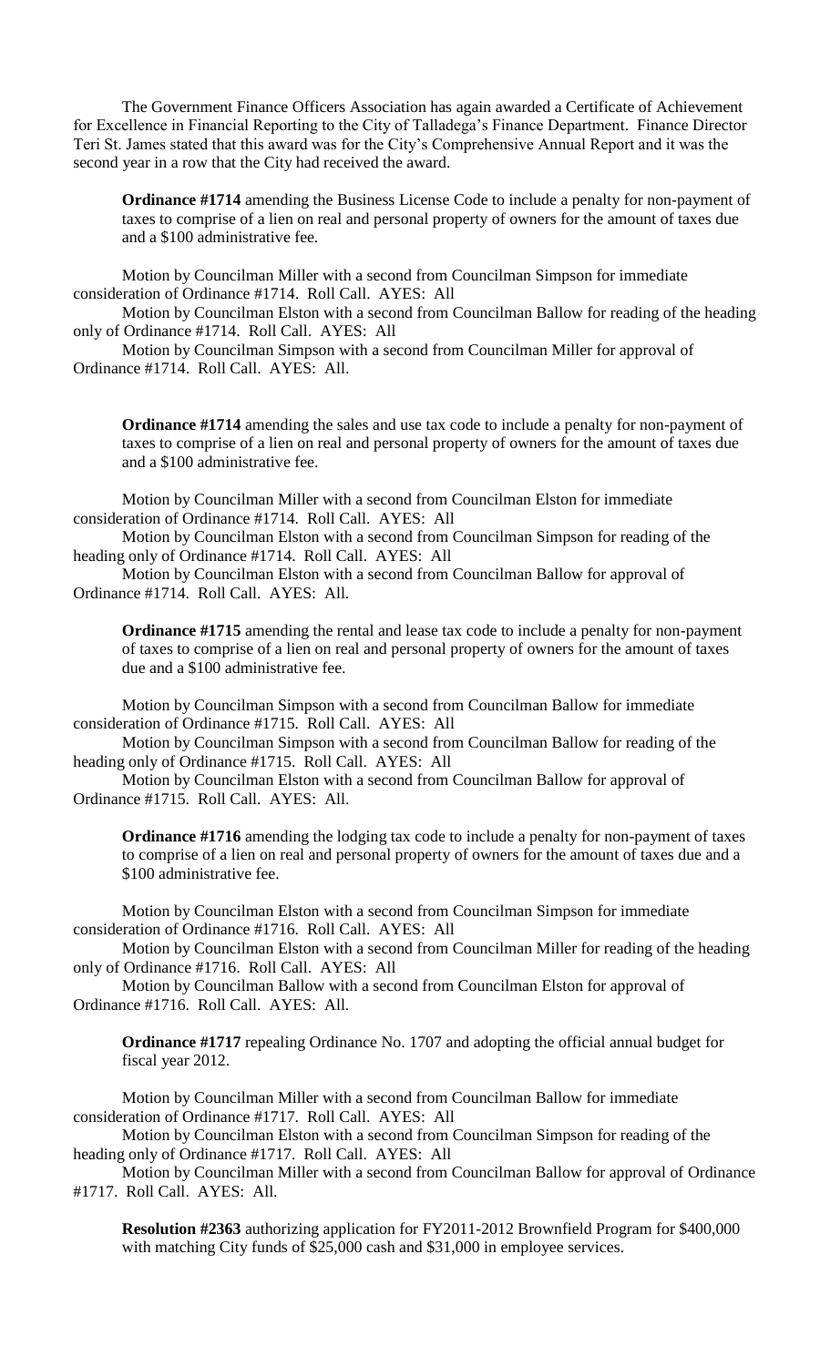The Government Finance Officers Association has again awarded a Certificate of Achievement for Excellence in Financial Reporting to the City of Talladega's Finance Department. Finance Director Teri St. James stated that this award was for the City's Comprehensive Annual Report and it was the second year in a row that the City had received the award.

**Ordinance #1714** amending the Business License Code to include a penalty for non-payment of taxes to comprise of a lien on real and personal property of owners for the amount of taxes due and a $100 administrative fee.

Motion by Councilman Miller with a second from Councilman Simpson for immediate consideration of Ordinance #1714. Roll Call. AYES: All

Motion by Councilman Elston with a second from Councilman Ballow for reading of the heading only of Ordinance #1714. Roll Call. AYES: All

Motion by Councilman Simpson with a second from Councilman Miller for approval of Ordinance #1714. Roll Call. AYES: All.

**Ordinance #1714** amending the sales and use tax code to include a penalty for non-payment of taxes to comprise of a lien on real and personal property of owners for the amount of taxes due and a $100 administrative fee.

Motion by Councilman Miller with a second from Councilman Elston for immediate consideration of Ordinance #1714. Roll Call. AYES: All

Motion by Councilman Elston with a second from Councilman Simpson for reading of the heading only of Ordinance #1714. Roll Call. AYES: All

Motion by Councilman Elston with a second from Councilman Ballow for approval of Ordinance #1714. Roll Call. AYES: All.

**Ordinance #1715** amending the rental and lease tax code to include a penalty for non-payment of taxes to comprise of a lien on real and personal property of owners for the amount of taxes due and a $100 administrative fee.

Motion by Councilman Simpson with a second from Councilman Ballow for immediate consideration of Ordinance #1715. Roll Call. AYES: All

Motion by Councilman Simpson with a second from Councilman Ballow for reading of the heading only of Ordinance #1715. Roll Call. AYES: All

Motion by Councilman Elston with a second from Councilman Ballow for approval of Ordinance #1715. Roll Call. AYES: All.

**Ordinance #1716** amending the lodging tax code to include a penalty for non-payment of taxes to comprise of a lien on real and personal property of owners for the amount of taxes due and a $100 administrative fee.

Motion by Councilman Elston with a second from Councilman Simpson for immediate consideration of Ordinance #1716. Roll Call. AYES: All

Motion by Councilman Elston with a second from Councilman Miller for reading of the heading only of Ordinance #1716. Roll Call. AYES: All

Motion by Councilman Ballow with a second from Councilman Elston for approval of Ordinance #1716. Roll Call. AYES: All.

**Ordinance #1717** repealing Ordinance No. 1707 and adopting the official annual budget for fiscal year 2012.

Motion by Councilman Miller with a second from Councilman Ballow for immediate consideration of Ordinance #1717. Roll Call. AYES: All

Motion by Councilman Elston with a second from Councilman Simpson for reading of the heading only of Ordinance #1717. Roll Call. AYES: All

Motion by Councilman Miller with a second from Councilman Ballow for approval of Ordinance #1717. Roll Call. AYES: All.

**Resolution #2363** authorizing application for FY2011-2012 Brownfield Program for $400,000 with matching City funds of $25,000 cash and $31,000 in employee services.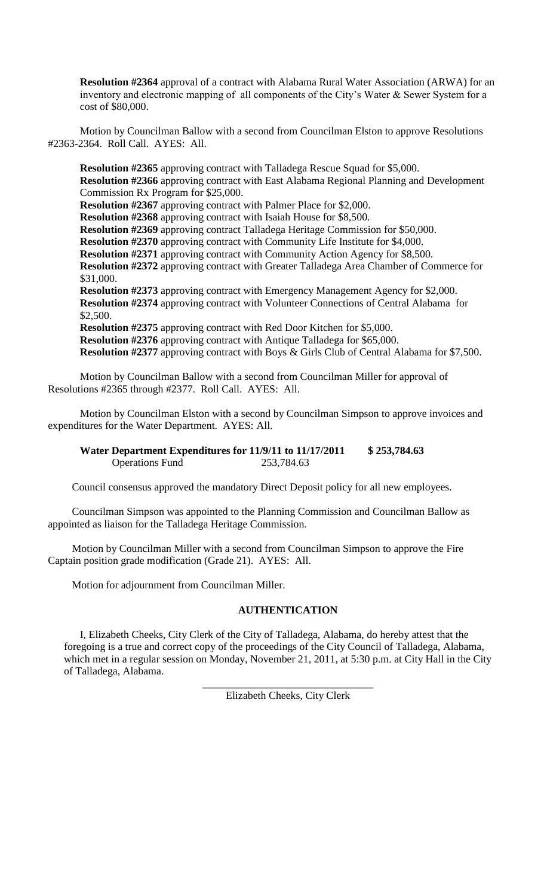**Resolution #2364** approval of a contract with Alabama Rural Water Association (ARWA) for an inventory and electronic mapping of all components of the City's Water & Sewer System for a cost of $80,000.

Motion by Councilman Ballow with a second from Councilman Elston to approve Resolutions #2363-2364. Roll Call. AYES: All.

**Resolution #2365** approving contract with Talladega Rescue Squad for $5,000.
**Resolution #2366** approving contract with East Alabama Regional Planning and Development Commission Rx Program for $25,000.
**Resolution #2367** approving contract with Palmer Place for $2,000.
**Resolution #2368** approving contract with Isaiah House for $8,500.
**Resolution #2369** approving contract Talladega Heritage Commission for $50,000.
**Resolution #2370** approving contract with Community Life Institute for $4,000.
**Resolution #2371** approving contract with Community Action Agency for $8,500.
**Resolution #2372** approving contract with Greater Talladega Area Chamber of Commerce for $31,000.
**Resolution #2373** approving contract with Emergency Management Agency for $2,000.
**Resolution #2374** approving contract with Volunteer Connections of Central Alabama for $2,500.
**Resolution #2375** approving contract with Red Door Kitchen for $5,000.
**Resolution #2376** approving contract with Antique Talladega for $65,000.
**Resolution #2377** approving contract with Boys & Girls Club of Central Alabama for $7,500.

Motion by Councilman Ballow with a second from Councilman Miller for approval of Resolutions #2365 through #2377. Roll Call. AYES: All.

Motion by Councilman Elston with a second by Councilman Simpson to approve invoices and expenditures for the Water Department. AYES: All.

| | |
|---|---|
| **Water Department Expenditures for 11/9/11 to 11/17/2011** | **$ 253,784.63** |
| Operations Fund 253,784.63 | |

Council consensus approved the mandatory Direct Deposit policy for all new employees.

Councilman Simpson was appointed to the Planning Commission and Councilman Ballow as appointed as liaison for the Talladega Heritage Commission.

Motion by Councilman Miller with a second from Councilman Simpson to approve the Fire Captain position grade modification (Grade 21). AYES: All.

Motion for adjournment from Councilman Miller.

**AUTHENTICATION**

I, Elizabeth Cheeks, City Clerk of the City of Talladega, Alabama, do hereby attest that the foregoing is a true and correct copy of the proceedings of the City Council of Talladega, Alabama, which met in a regular session on Monday, November 21, 2011, at 5:30 p.m. at City Hall in the City of Talladega, Alabama.

\_\_\_\_\_\_\_\_\_\_\_\_\_\_\_\_\_\_\_\_\_\_\_\_\_\_\_\_\_\_\_\_

Elizabeth Cheeks, City Clerk